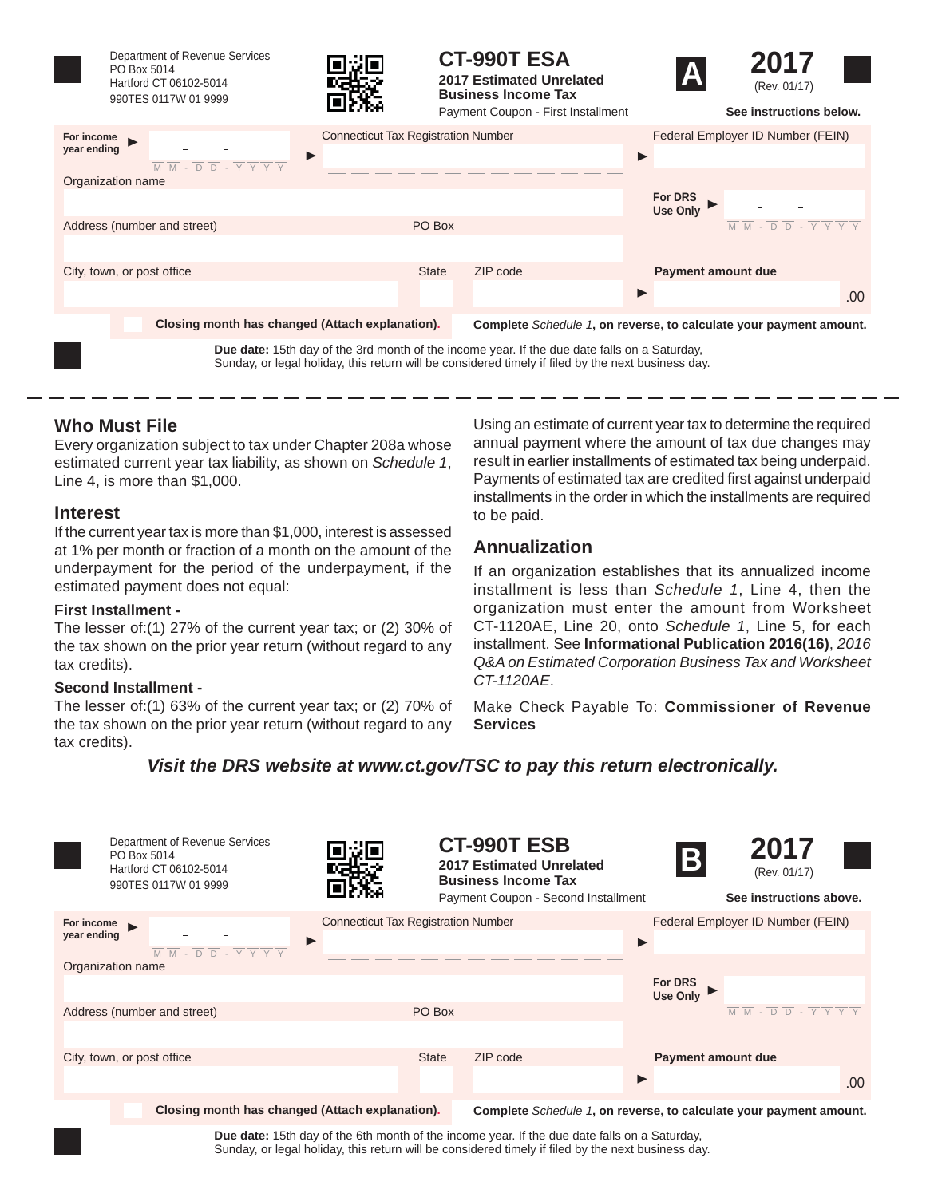Department of Revenue Services
PO Box 5014
Hartford CT 06102-5014
990TES 0117W 01 9999

# CT-990T ESA

**2017 Estimated Unrelated Business Income Tax**

Payment Coupon - First Installment

**A** **2017** (Rev. 01/17)

**See instructions below.**

**For income year ending** ► MM - DD - YYYY

► Connecticut Tax Registration Number

► Federal Employer ID Number (FEIN)

Organization name

**For DRS Use Only** ► MM - DD - YYYY

Address (number and street) PO Box

City, town, or post office State ZIP code

**Payment amount due** ► .00

**Closing month has changed (Attach explanation).**

**Complete** *Schedule 1*, **on reverse, to calculate your payment amount.**

**Due date:** 15th day of the 3rd month of the income year. If the due date falls on a Saturday, Sunday, or legal holiday, this return will be considered timely if filed by the next business day.

---

## Who Must File

Every organization subject to tax under Chapter 208a whose estimated current year tax liability, as shown on *Schedule 1*, Line 4, is more than $1,000.

## Interest

If the current year tax is more than $1,000, interest is assessed at 1% per month or fraction of a month on the amount of the underpayment for the period of the underpayment, if the estimated payment does not equal:

### First Installment -

The lesser of:(1) 27% of the current year tax; or (2) 30% of the tax shown on the prior year return (without regard to any tax credits).

### Second Installment -

The lesser of:(1) 63% of the current year tax; or (2) 70% of the tax shown on the prior year return (without regard to any tax credits).

Using an estimate of current year tax to determine the required annual payment where the amount of tax due changes may result in earlier installments of estimated tax being underpaid. Payments of estimated tax are credited first against underpaid installments in the order in which the installments are required to be paid.

## Annualization

If an organization establishes that its annualized income installment is less than *Schedule 1*, Line 4, then the organization must enter the amount from Worksheet CT-1120AE, Line 20, onto *Schedule 1*, Line 5, for each installment. See **Informational Publication 2016(16)**, *2016 Q&A on Estimated Corporation Business Tax and Worksheet CT-1120AE*.

Make Check Payable To: **Commissioner of Revenue Services**

***Visit the DRS website at www.ct.gov/TSC to pay this return electronically.***

---

Department of Revenue Services
PO Box 5014
Hartford CT 06102-5014
990TES 0117W 01 9999

# CT-990T ESB

**2017 Estimated Unrelated Business Income Tax**

Payment Coupon - Second Installment

**B** **2017** (Rev. 01/17)

**See instructions above.**

**For income year ending** ► MM - DD - YYYY

► Connecticut Tax Registration Number

► Federal Employer ID Number (FEIN)

Organization name

**For DRS Use Only** ► MM - DD - YYYY

Address (number and street) PO Box

City, town, or post office State ZIP code

**Payment amount due** ► .00

**Closing month has changed (Attach explanation).**

**Complete** *Schedule 1*, **on reverse, to calculate your payment amount.**

**Due date:** 15th day of the 6th month of the income year. If the due date falls on a Saturday, Sunday, or legal holiday, this return will be considered timely if filed by the next business day.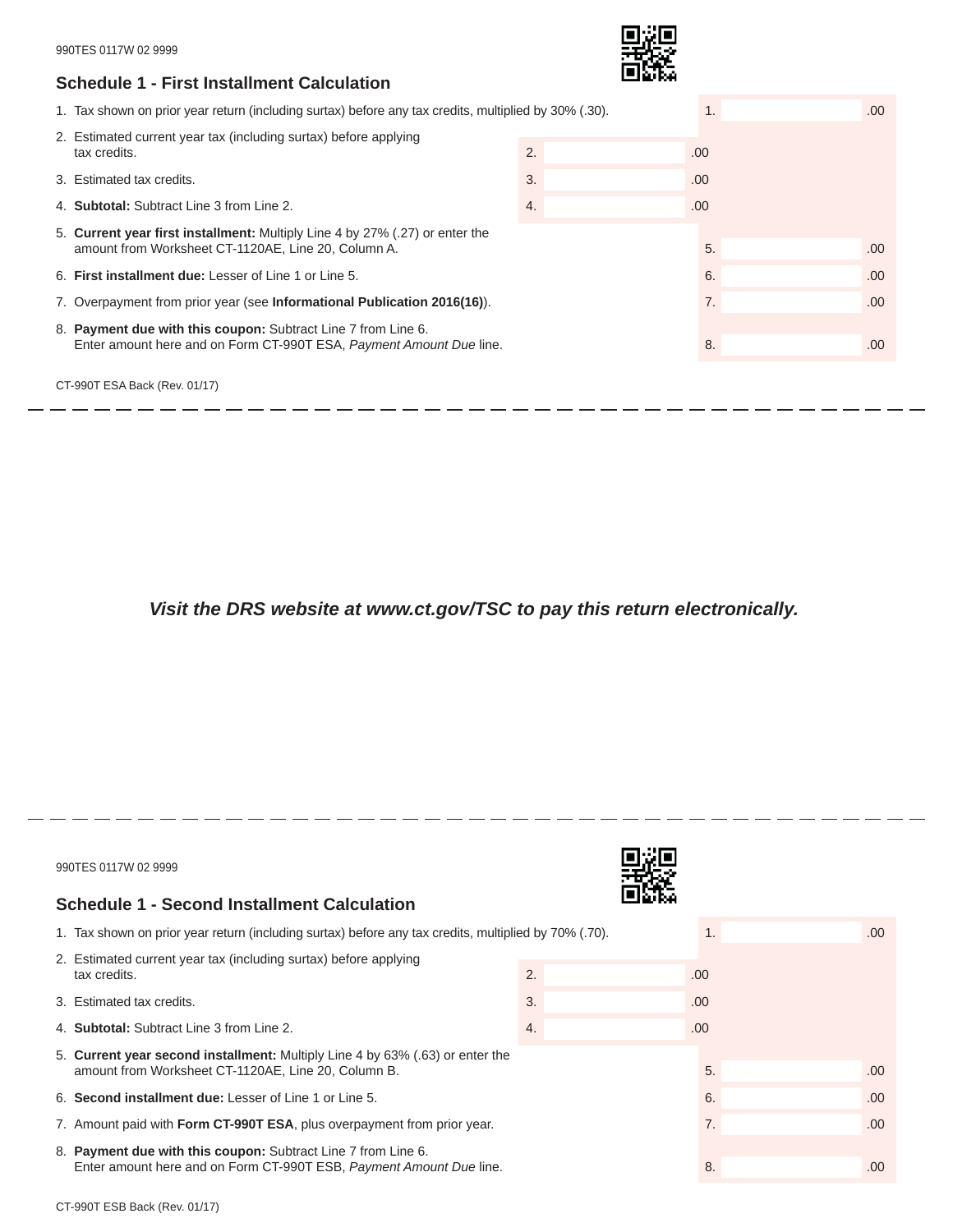990TES 0117W 02 9999

## Schedule 1 - First Installment Calculation

| Line | Description | | Amount |
|---|---|---|---|
| 1. | Tax shown on prior year return (including surtax) before any tax credits, multiplied by 30% (.30). | | 1. .00 |
| 2. | Estimated current year tax (including surtax) before applying tax credits. | 2. .00 | |
| 3. | Estimated tax credits. | 3. .00 | |
| 4. | **Subtotal:** Subtract Line 3 from Line 2. | 4. .00 | |
| 5. | **Current year first installment:** Multiply Line 4 by 27% (.27) or enter the amount from Worksheet CT-1120AE, Line 20, Column A. | | 5. .00 |
| 6. | **First installment due:** Lesser of Line 1 or Line 5. | | 6. .00 |
| 7. | Overpayment from prior year (see **Informational Publication 2016(16)**). | | 7. .00 |
| 8. | **Payment due with this coupon:** Subtract Line 7 from Line 6. Enter amount here and on Form CT-990T ESA, *Payment Amount Due* line. | | 8. .00 |

CT-990T ESA Back (Rev. 01/17)

***Visit the DRS website at www.ct.gov/TSC to pay this return electronically.***

990TES 0117W 02 9999

## Schedule 1 - Second Installment Calculation

| Line | Description | | Amount |
|---|---|---|---|
| 1. | Tax shown on prior year return (including surtax) before any tax credits, multiplied by 70% (.70). | | 1. .00 |
| 2. | Estimated current year tax (including surtax) before applying tax credits. | 2. .00 | |
| 3. | Estimated tax credits. | 3. .00 | |
| 4. | **Subtotal:** Subtract Line 3 from Line 2. | 4. .00 | |
| 5. | **Current year second installment:** Multiply Line 4 by 63% (.63) or enter the amount from Worksheet CT-1120AE, Line 20, Column B. | | 5. .00 |
| 6. | **Second installment due:** Lesser of Line 1 or Line 5. | | 6. .00 |
| 7. | Amount paid with **Form CT-990T ESA**, plus overpayment from prior year. | | 7. .00 |
| 8. | **Payment due with this coupon:** Subtract Line 7 from Line 6. Enter amount here and on Form CT-990T ESB, *Payment Amount Due* line. | | 8. .00 |

CT-990T ESB Back (Rev. 01/17)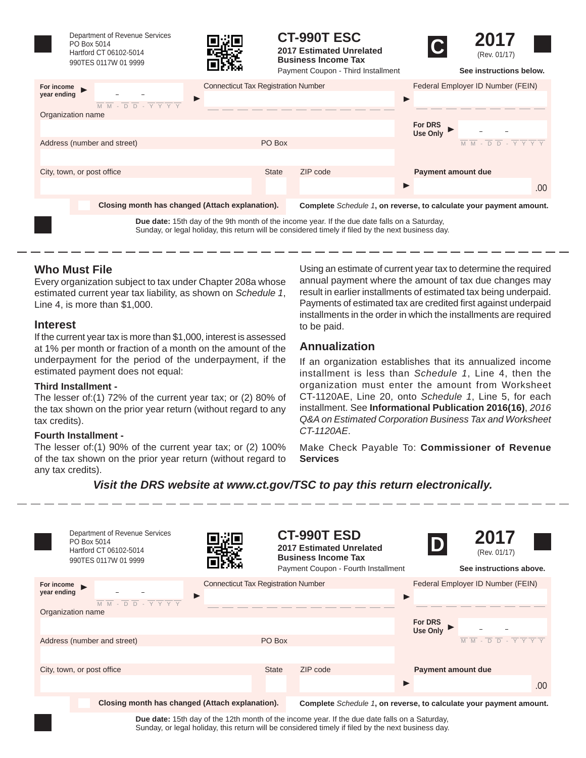Department of Revenue Services
PO Box 5014
Hartford CT 06102-5014
990TES 0117W 01 9999

# CT-990T ESC

**2017 Estimated Unrelated Business Income Tax**

Payment Coupon - Third Installment

**C**

**2017**
(Rev. 01/17)

**See instructions below.**

| | | |
|---|---|---|
| **For income year ending** ► M M - D D - Y Y Y Y | Connecticut Tax Registration Number ► | Federal Employer ID Number (FEIN) ► |
| Organization name | | **For DRS Use Only** ► M M - D D - Y Y Y Y |
| Address (number and street) | PO Box | |
| City, town, or post office | State / ZIP code | **Payment amount due** ► .00 |

☐ **Closing month has changed (Attach explanation).**

**Complete** *Schedule 1***, on reverse, to calculate your payment amount.**

**Due date:** 15th day of the 9th month of the income year. If the due date falls on a Saturday, Sunday, or legal holiday, this return will be considered timely if filed by the next business day.

---

## Who Must File

Every organization subject to tax under Chapter 208a whose estimated current year tax liability, as shown on *Schedule 1*, Line 4, is more than $1,000.

## Interest

If the current year tax is more than $1,000, interest is assessed at 1% per month or fraction of a month on the amount of the underpayment for the period of the underpayment, if the estimated payment does not equal:

### Third Installment -

The lesser of:(1) 72% of the current year tax; or (2) 80% of the tax shown on the prior year return (without regard to any tax credits).

### Fourth Installment -

The lesser of:(1) 90% of the current year tax; or (2) 100% of the tax shown on the prior year return (without regard to any tax credits).

Using an estimate of current year tax to determine the required annual payment where the amount of tax due changes may result in earlier installments of estimated tax being underpaid. Payments of estimated tax are credited first against underpaid installments in the order in which the installments are required to be paid.

## Annualization

If an organization establishes that its annualized income installment is less than *Schedule 1*, Line 4, then the organization must enter the amount from Worksheet CT-1120AE, Line 20, onto *Schedule 1*, Line 5, for each installment. See **Informational Publication 2016(16)**, *2016 Q&A on Estimated Corporation Business Tax and Worksheet CT-1120AE*.

Make Check Payable To: **Commissioner of Revenue Services**

***Visit the DRS website at www.ct.gov/TSC to pay this return electronically.***

---

Department of Revenue Services
PO Box 5014
Hartford CT 06102-5014
990TES 0117W 01 9999

# CT-990T ESD

**2017 Estimated Unrelated Business Income Tax**

Payment Coupon - Fourth Installment

**D**

**2017**
(Rev. 01/17)

**See instructions above.**

| | | |
|---|---|---|
| **For income year ending** ► M M - D D - Y Y Y Y | Connecticut Tax Registration Number ► | Federal Employer ID Number (FEIN) ► |
| Organization name | | **For DRS Use Only** ► M M - D D - Y Y Y Y |
| Address (number and street) | PO Box | |
| City, town, or post office | State / ZIP code | **Payment amount due** ► .00 |

☐ **Closing month has changed (Attach explanation).**

**Complete** *Schedule 1***, on reverse, to calculate your payment amount.**

**Due date:** 15th day of the 12th month of the income year. If the due date falls on a Saturday, Sunday, or legal holiday, this return will be considered timely if filed by the next business day.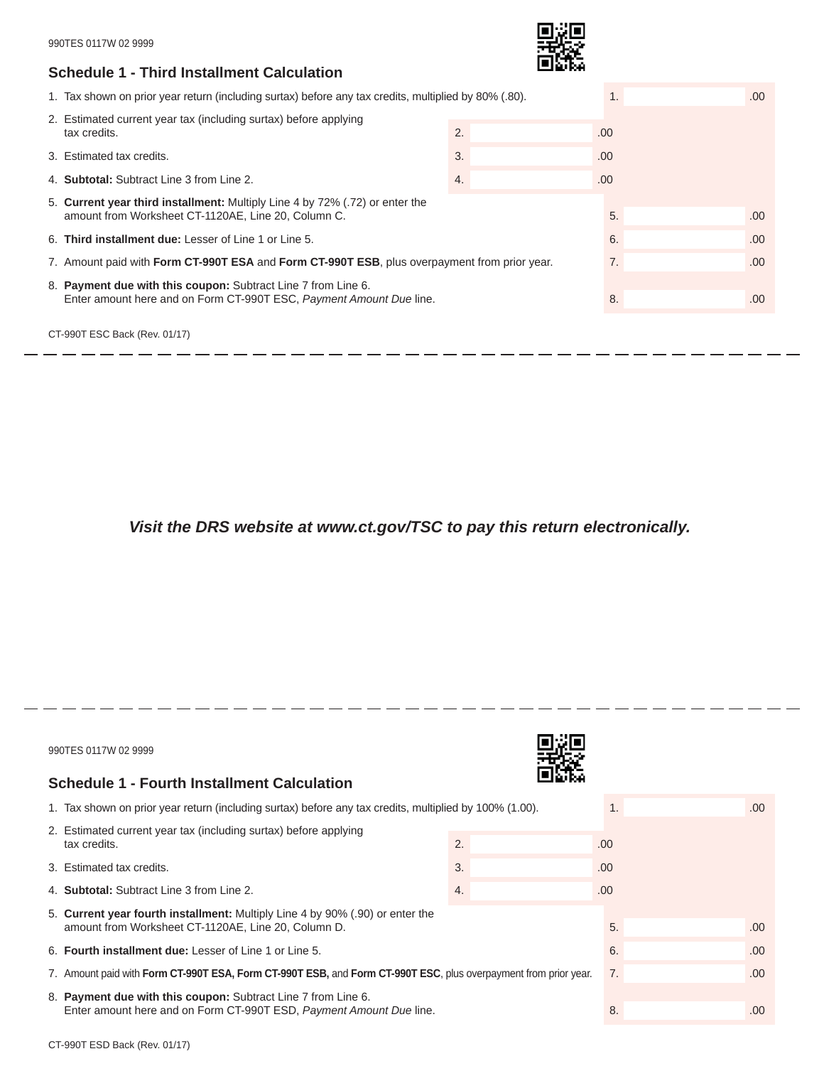990TES 0117W 02 9999

## Schedule 1 - Third Installment Calculation

| | | | | |
|---|---|---|---|---|
| 1. Tax shown on prior year return (including surtax) before any tax credits, multiplied by 80% (.80). | | | 1. | .00 |
| 2. Estimated current year tax (including surtax) before applying tax credits. | 2. | .00 | | |
| 3. Estimated tax credits. | 3. | .00 | | |
| 4. **Subtotal:** Subtract Line 3 from Line 2. | 4. | .00 | | |
| 5. **Current year third installment:** Multiply Line 4 by 72% (.72) or enter the amount from Worksheet CT-1120AE, Line 20, Column C. | | | 5. | .00 |
| 6. **Third installment due:** Lesser of Line 1 or Line 5. | | | 6. | .00 |
| 7. Amount paid with **Form CT-990T ESA** and **Form CT-990T ESB**, plus overpayment from prior year. | | | 7. | .00 |
| 8. **Payment due with this coupon:** Subtract Line 7 from Line 6. Enter amount here and on Form CT-990T ESC, *Payment Amount Due* line. | | | 8. | .00 |

CT-990T ESC Back (Rev. 01/17)

***Visit the DRS website at www.ct.gov/TSC to pay this return electronically.***

990TES 0117W 02 9999

## Schedule 1 - Fourth Installment Calculation

| | | | | |
|---|---|---|---|---|
| 1. Tax shown on prior year return (including surtax) before any tax credits, multiplied by 100% (1.00). | | | 1. | .00 |
| 2. Estimated current year tax (including surtax) before applying tax credits. | 2. | .00 | | |
| 3. Estimated tax credits. | 3. | .00 | | |
| 4. **Subtotal:** Subtract Line 3 from Line 2. | 4. | .00 | | |
| 5. **Current year fourth installment:** Multiply Line 4 by 90% (.90) or enter the amount from Worksheet CT-1120AE, Line 20, Column D. | | | 5. | .00 |
| 6. **Fourth installment due:** Lesser of Line 1 or Line 5. | | | 6. | .00 |
| 7. Amount paid with **Form CT-990T ESA, Form CT-990T ESB,** and **Form CT-990T ESC**, plus overpayment from prior year. | | | 7. | .00 |
| 8. **Payment due with this coupon:** Subtract Line 7 from Line 6. Enter amount here and on Form CT-990T ESD, *Payment Amount Due* line. | | | 8. | .00 |

CT-990T ESD Back (Rev. 01/17)